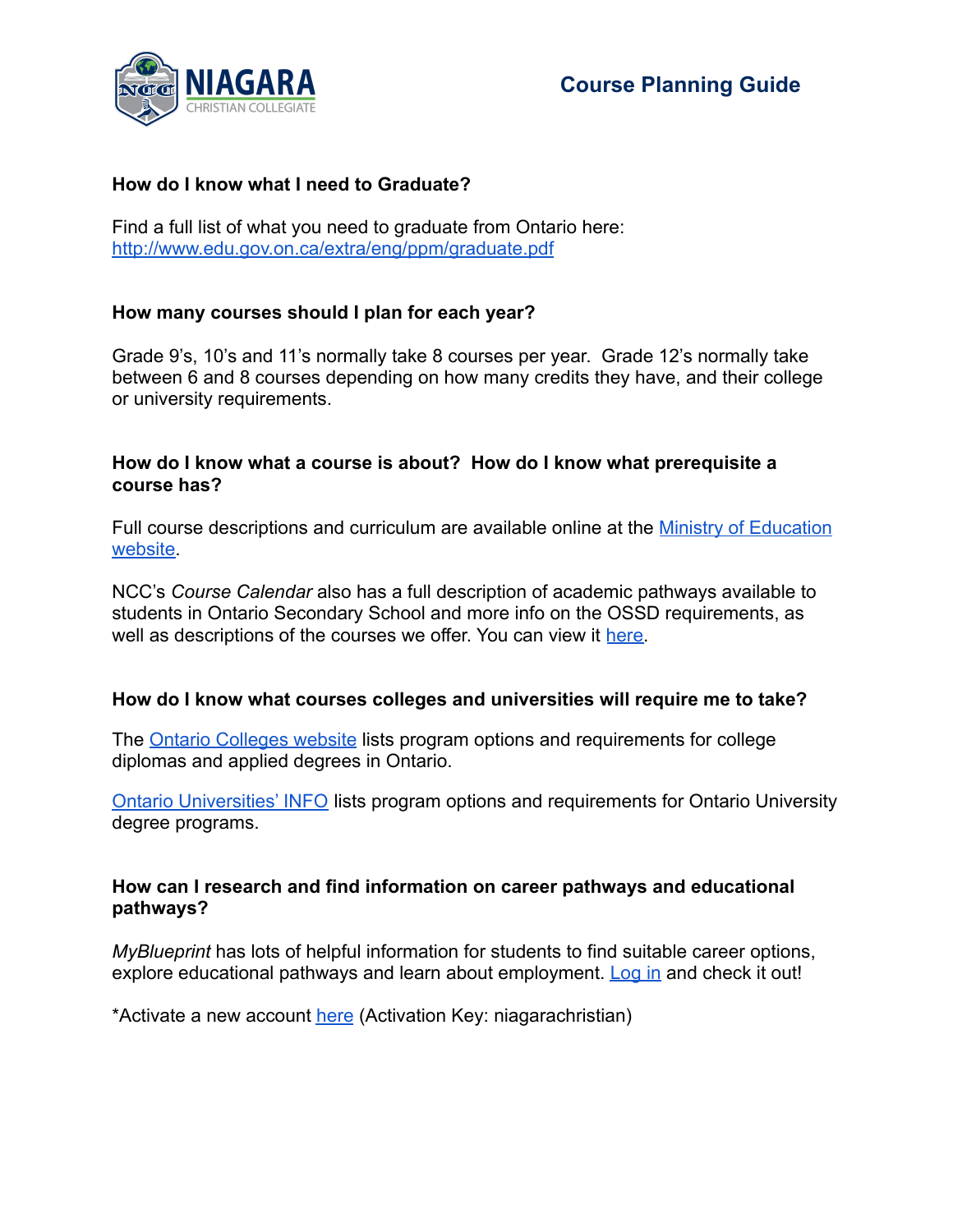# Course Planning Guide

**How do I know what I need to Graduate?**

Find a full list of what you need to graduate from Ontario here:
[http://www.edu.gov.on.ca/extra/eng/ppm/graduate.pdf](http://www.edu.gov.on.ca/extra/eng/ppm/graduate.pdf)

**How many courses should I plan for each year?**

Grade 9's, 10's and 11's normally take 8 courses per year. Grade 12's normally take between 6 and 8 courses depending on how many credits they have, and their college or university requirements.

**How do I know what a course is about? How do I know what prerequisite a course has?**

Full course descriptions and curriculum are available online at the Ministry of Education website.

NCC's *Course Calendar* also has a full description of academic pathways available to students in Ontario Secondary School and more info on the OSSD requirements, as well as descriptions of the courses we offer. You can view it here.

**How do I know what courses colleges and universities will require me to take?**

The Ontario Colleges website lists program options and requirements for college diplomas and applied degrees in Ontario.

Ontario Universities' INFO lists program options and requirements for Ontario University degree programs.

**How can I research and find information on career pathways and educational pathways?**

*MyBlueprint* has lots of helpful information for students to find suitable career options, explore educational pathways and learn about employment. Log in and check it out!

*Activate a new account here (Activation Key: niagarachristian)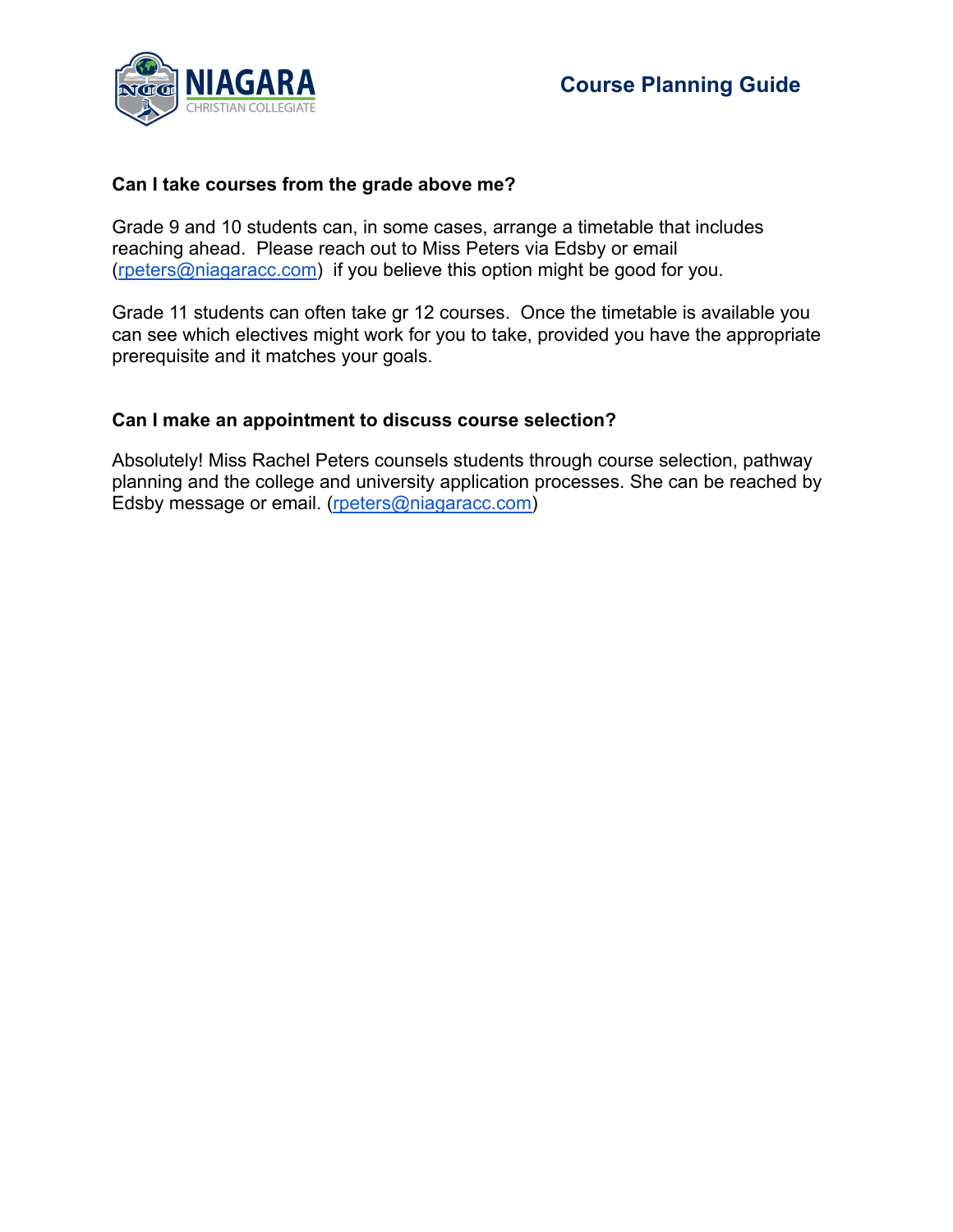### Can I take courses from the grade above me?

Grade 9 and 10 students can, in some cases, arrange a timetable that includes reaching ahead. Please reach out to Miss Peters via Edsby or email (rpeters@niagaracc.com) if you believe this option might be good for you.

Grade 11 students can often take gr 12 courses. Once the timetable is available you can see which electives might work for you to take, provided you have the appropriate prerequisite and it matches your goals.

### Can I make an appointment to discuss course selection?

Absolutely! Miss Rachel Peters counsels students through course selection, pathway planning and the college and university application processes. She can be reached by Edsby message or email. (rpeters@niagaracc.com)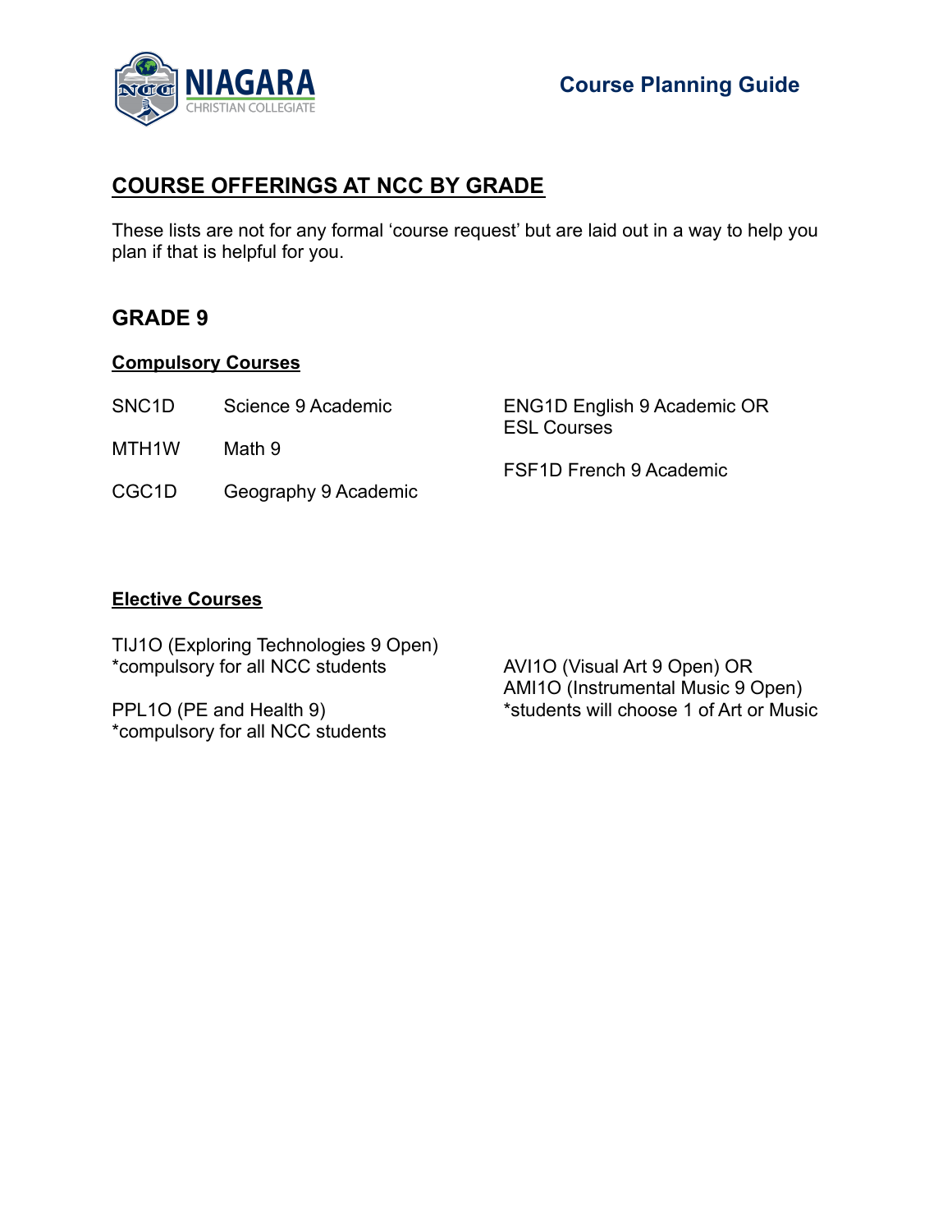# COURSE OFFERINGS AT NCC BY GRADE

These lists are not for any formal 'course request' but are laid out in a way to help you plan if that is helpful for you.

## GRADE 9

### Compulsory Courses

SNC1D Science 9 Academic

MTH1W Math 9

CGC1D Geography 9 Academic

ENG1D English 9 Academic OR ESL Courses

FSF1D French 9 Academic

### Elective Courses

TIJ1O (Exploring Technologies 9 Open)
*compulsory for all NCC students

PPL1O (PE and Health 9)
*compulsory for all NCC students

AVI1O (Visual Art 9 Open) OR
AMI1O (Instrumental Music 9 Open)
*students will choose 1 of Art or Music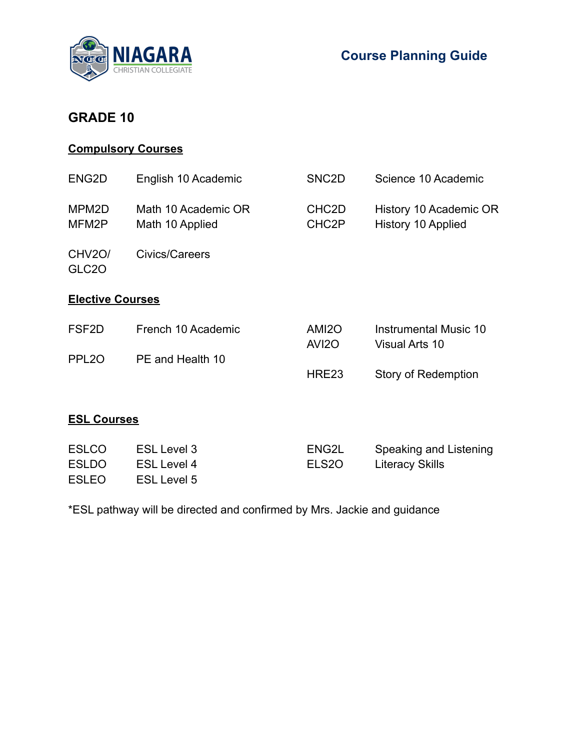## GRADE 10

### Compulsory Courses

| | | | |
|---|---|---|---|
| ENG2D | English 10 Academic | SNC2D | Science 10 Academic |
| MPM2D<br>MFM2P | Math 10 Academic OR<br>Math 10 Applied | CHC2D<br>CHC2P | History 10 Academic OR<br>History 10 Applied |
| CHV2O/<br>GLC2O | Civics/Careers | | |

### Elective Courses

| | | | |
|---|---|---|---|
| FSF2D | French 10 Academic | AMI2O<br>AVI2O | Instrumental Music 10<br>Visual Arts 10 |
| PPL2O | PE and Health 10 | HRE23 | Story of Redemption |

### ESL Courses

| | | | |
|---|---|---|---|
| ESLCO | ESL Level 3 | ENG2L | Speaking and Listening |
| ESLDO | ESL Level 4 | ELS2O | Literacy Skills |
| ESLEO | ESL Level 5 | | |

*ESL pathway will be directed and confirmed by Mrs. Jackie and guidance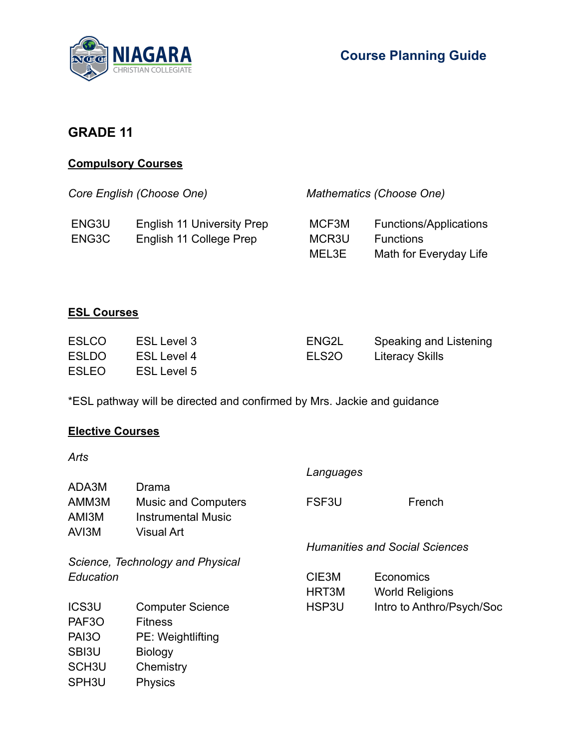# GRADE 11

## Compulsory Courses

*Core English (Choose One)*

| | |
|---|---|
| ENG3U | English 11 University Prep |
| ENG3C | English 11 College Prep |

*Mathematics (Choose One)*

| | |
|---|---|
| MCF3M | Functions/Applications |
| MCR3U | Functions |
| MEL3E | Math for Everyday Life |

## ESL Courses

| | | | |
|---|---|---|---|
| ESLCO | ESL Level 3 | ENG2L | Speaking and Listening |
| ESLDO | ESL Level 4 | ELS2O | Literacy Skills |
| ESLEO | ESL Level 5 | | |

*ESL pathway will be directed and confirmed by Mrs. Jackie and guidance

## Elective Courses

*Arts*

| | |
|---|---|
| ADA3M | Drama |
| AMM3M | Music and Computers |
| AMI3M | Instrumental Music |
| AVI3M | Visual Art |

*Science, Technology and Physical Education*

| | |
|---|---|
| ICS3U | Computer Science |
| PAF3O | Fitness |
| PAI3O | PE: Weightlifting |
| SBI3U | Biology |
| SCH3U | Chemistry |
| SPH3U | Physics |

*Languages*

| | |
|---|---|
| FSF3U | French |

*Humanities and Social Sciences*

| | |
|---|---|
| CIE3M | Economics |
| HRT3M | World Religions |
| HSP3U | Intro to Anthro/Psych/Soc |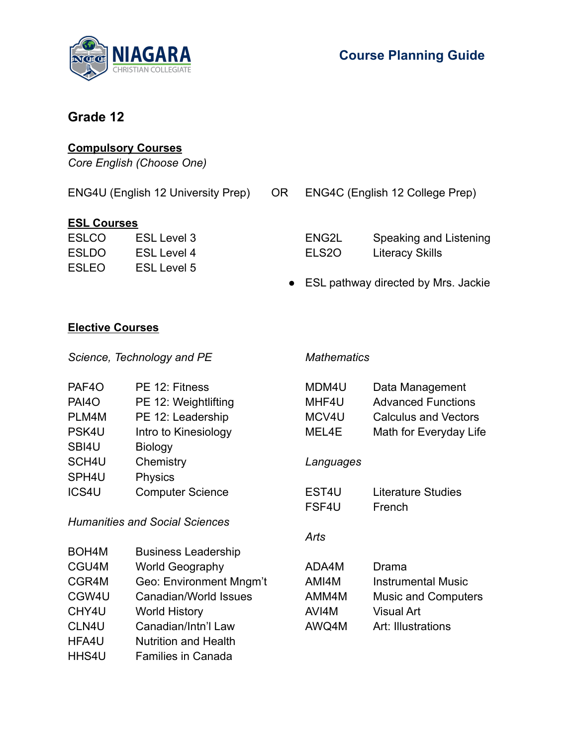Course Planning Guide

## Grade 12

### Compulsory Courses

*Core English (Choose One)*

ENG4U (English 12 University Prep) OR ENG4C (English 12 College Prep)

### ESL Courses

| | |
|---|---|
| ESLCO | ESL Level 3 |
| ESLDO | ESL Level 4 |
| ESLEO | ESL Level 5 |
| ENG2L | Speaking and Listening |
| ELS2O | Literacy Skills |

- ESL pathway directed by Mrs. Jackie

### Elective Courses

*Science, Technology and PE*

| | |
|---|---|
| PAF4O | PE 12: Fitness |
| PAI4O | PE 12: Weightlifting |
| PLM4M | PE 12: Leadership |
| PSK4U | Intro to Kinesiology |
| SBI4U | Biology |
| SCH4U | Chemistry |
| SPH4U | Physics |
| ICS4U | Computer Science |

*Humanities and Social Sciences*

| | |
|---|---|
| BOH4M | Business Leadership |
| CGU4M | World Geography |
| CGR4M | Geo: Environment Mngm't |
| CGW4U | Canadian/World Issues |
| CHY4U | World History |
| CLN4U | Canadian/Intn'l Law |
| HFA4U | Nutrition and Health |
| HHS4U | Families in Canada |

*Mathematics*

| | |
|---|---|
| MDM4U | Data Management |
| MHF4U | Advanced Functions |
| MCV4U | Calculus and Vectors |
| MEL4E | Math for Everyday Life |

*Languages*

| | |
|---|---|
| EST4U | Literature Studies |
| FSF4U | French |

*Arts*

| | |
|---|---|
| ADA4M | Drama |
| AMI4M | Instrumental Music |
| AMM4M | Music and Computers |
| AVI4M | Visual Art |
| AWQ4M | Art: Illustrations |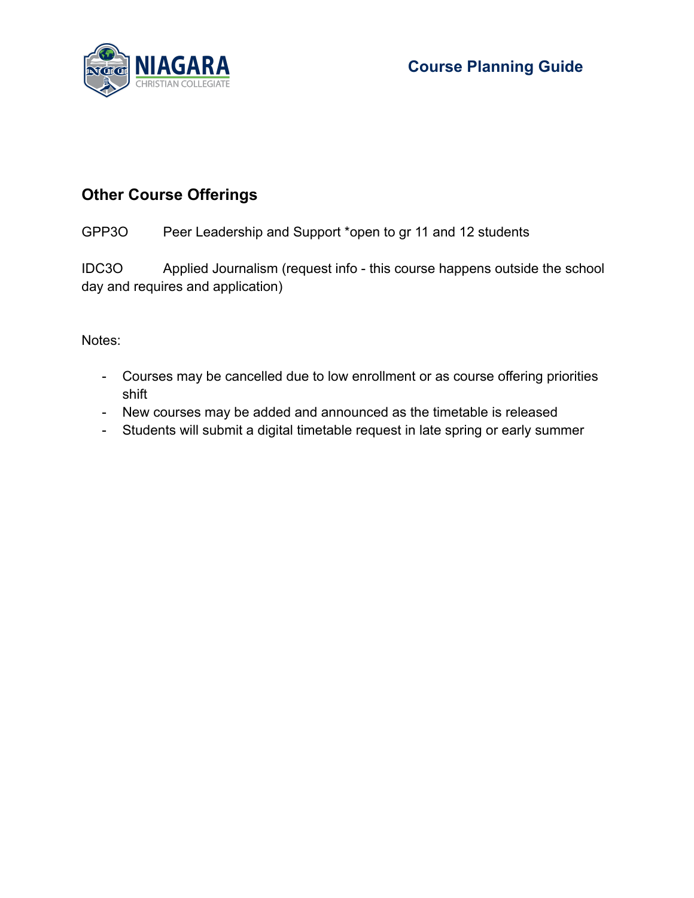## Other Course Offerings

GPP3O Peer Leadership and Support *open to gr 11 and 12 students

IDC3O Applied Journalism (request info - this course happens outside the school day and requires and application)

Notes:

- Courses may be cancelled due to low enrollment or as course offering priorities shift
- New courses may be added and announced as the timetable is released
- Students will submit a digital timetable request in late spring or early summer